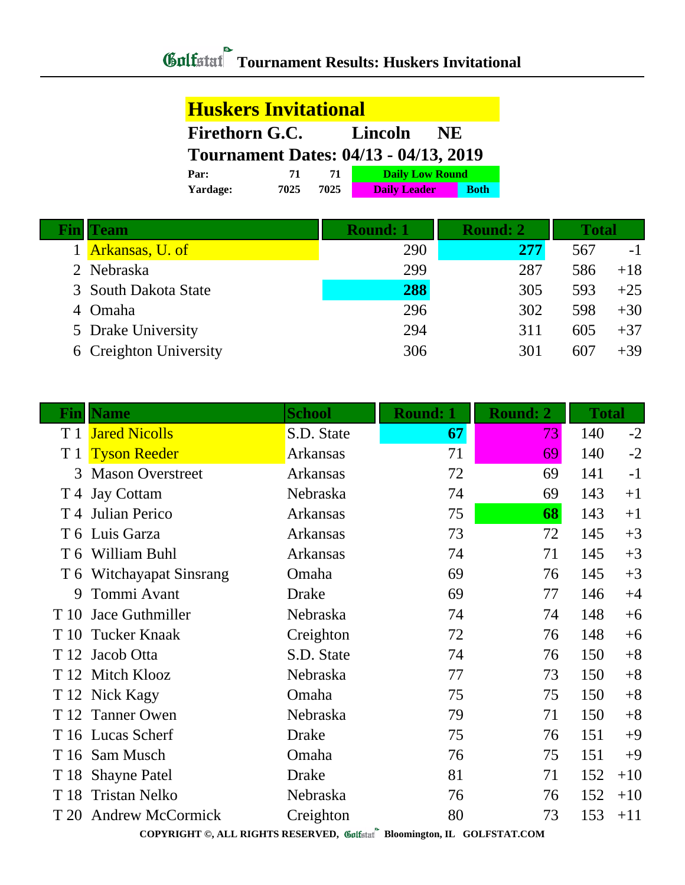# Tournament Results: Huskers Invitational

## Huskers Invitational

**Firethorn G.C. Lincoln NE**

**Tournament Dates: 04/13 - 04/13, 2019**

| | | | |
|---|---|---|---|
| **Par:** | **71** | **71** | **Daily Low Round** |
| **Yardage:** | **7025** | **7025** | **Daily Leader** / **Both** |

| Fin | Team | Round: 1 | Round: 2 | Total | |
|---|---|---|---|---|---|
| 1 | Arkansas, U. of | 290 | **277** | 567 | -1 |
| 2 | Nebraska | 299 | 287 | 586 | +18 |
| 3 | South Dakota State | **288** | 305 | 593 | +25 |
| 4 | Omaha | 296 | 302 | 598 | +30 |
| 5 | Drake University | 294 | 311 | 605 | +37 |
| 6 | Creighton University | 306 | 301 | 607 | +39 |

| Fin | Name | School | Round: 1 | Round: 2 | Total | |
|---|---|---|---|---|---|---|
| T 1 | Jared Nicolls | S.D. State | **67** | 73 | 140 | -2 |
| T 1 | Tyson Reeder | Arkansas | 71 | 69 | 140 | -2 |
| 3 | Mason Overstreet | Arkansas | 72 | 69 | 141 | -1 |
| T 4 | Jay Cottam | Nebraska | 74 | 69 | 143 | +1 |
| T 4 | Julian Perico | Arkansas | 75 | **68** | 143 | +1 |
| T 6 | Luis Garza | Arkansas | 73 | 72 | 145 | +3 |
| T 6 | William Buhl | Arkansas | 74 | 71 | 145 | +3 |
| T 6 | Witchayapat Sinsrang | Omaha | 69 | 76 | 145 | +3 |
| 9 | Tommi Avant | Drake | 69 | 77 | 146 | +4 |
| T 10 | Jace Guthmiller | Nebraska | 74 | 74 | 148 | +6 |
| T 10 | Tucker Knaak | Creighton | 72 | 76 | 148 | +6 |
| T 12 | Jacob Otta | S.D. State | 74 | 76 | 150 | +8 |
| T 12 | Mitch Klooz | Nebraska | 77 | 73 | 150 | +8 |
| T 12 | Nick Kagy | Omaha | 75 | 75 | 150 | +8 |
| T 12 | Tanner Owen | Nebraska | 79 | 71 | 150 | +8 |
| T 16 | Lucas Scherf | Drake | 75 | 76 | 151 | +9 |
| T 16 | Sam Musch | Omaha | 76 | 75 | 151 | +9 |
| T 18 | Shayne Patel | Drake | 81 | 71 | 152 | +10 |
| T 18 | Tristan Nelko | Nebraska | 76 | 76 | 152 | +10 |
| T 20 | Andrew McCormick | Creighton | 80 | 73 | 153 | +11 |

COPYRIGHT ©, ALL RIGHTS RESERVED, Golfstat Bloomington, IL GOLFSTAT.COM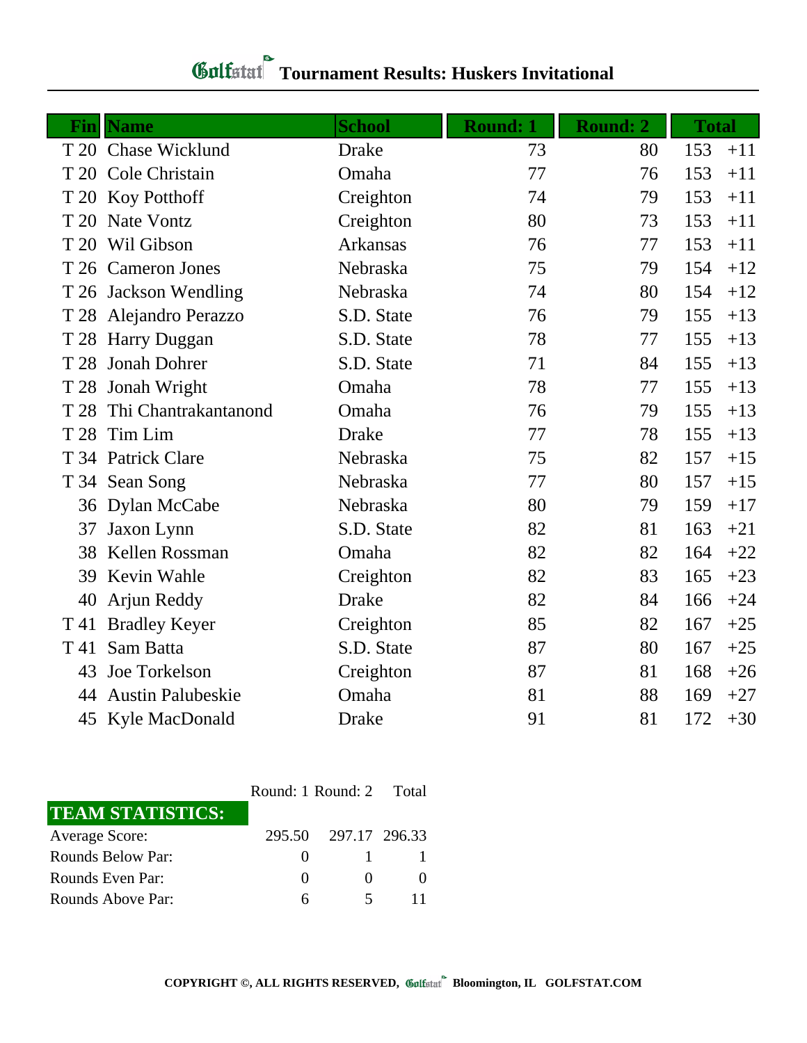# Golfstat Tournament Results: Huskers Invitational

| Fin | Name | School | Round: 1 | Round: 2 | Total | |
|---|---|---|---|---|---|---|
| T 20 | Chase Wicklund | Drake | 73 | 80 | 153 | +11 |
| T 20 | Cole Christain | Omaha | 77 | 76 | 153 | +11 |
| T 20 | Koy Potthoff | Creighton | 74 | 79 | 153 | +11 |
| T 20 | Nate Vontz | Creighton | 80 | 73 | 153 | +11 |
| T 20 | Wil Gibson | Arkansas | 76 | 77 | 153 | +11 |
| T 26 | Cameron Jones | Nebraska | 75 | 79 | 154 | +12 |
| T 26 | Jackson Wendling | Nebraska | 74 | 80 | 154 | +12 |
| T 28 | Alejandro Perazzo | S.D. State | 76 | 79 | 155 | +13 |
| T 28 | Harry Duggan | S.D. State | 78 | 77 | 155 | +13 |
| T 28 | Jonah Dohrer | S.D. State | 71 | 84 | 155 | +13 |
| T 28 | Jonah Wright | Omaha | 78 | 77 | 155 | +13 |
| T 28 | Thi Chantrakantanond | Omaha | 76 | 79 | 155 | +13 |
| T 28 | Tim Lim | Drake | 77 | 78 | 155 | +13 |
| T 34 | Patrick Clare | Nebraska | 75 | 82 | 157 | +15 |
| T 34 | Sean Song | Nebraska | 77 | 80 | 157 | +15 |
| 36 | Dylan McCabe | Nebraska | 80 | 79 | 159 | +17 |
| 37 | Jaxon Lynn | S.D. State | 82 | 81 | 163 | +21 |
| 38 | Kellen Rossman | Omaha | 82 | 82 | 164 | +22 |
| 39 | Kevin Wahle | Creighton | 82 | 83 | 165 | +23 |
| 40 | Arjun Reddy | Drake | 82 | 84 | 166 | +24 |
| T 41 | Bradley Keyer | Creighton | 85 | 82 | 167 | +25 |
| T 41 | Sam Batta | S.D. State | 87 | 80 | 167 | +25 |
| 43 | Joe Torkelson | Creighton | 87 | 81 | 168 | +26 |
| 44 | Austin Palubeskie | Omaha | 81 | 88 | 169 | +27 |
| 45 | Kyle MacDonald | Drake | 91 | 81 | 172 | +30 |

| TEAM STATISTICS: | Round: 1 | Round: 2 | Total |
|---|---|---|---|
| Average Score: | 295.50 | 297.17 | 296.33 |
| Rounds Below Par: | 0 | 1 | 1 |
| Rounds Even Par: | 0 | 0 | 0 |
| Rounds Above Par: | 6 | 5 | 11 |

COPYRIGHT ©, ALL RIGHTS RESERVED, Golfstat Bloomington, IL GOLFSTAT.COM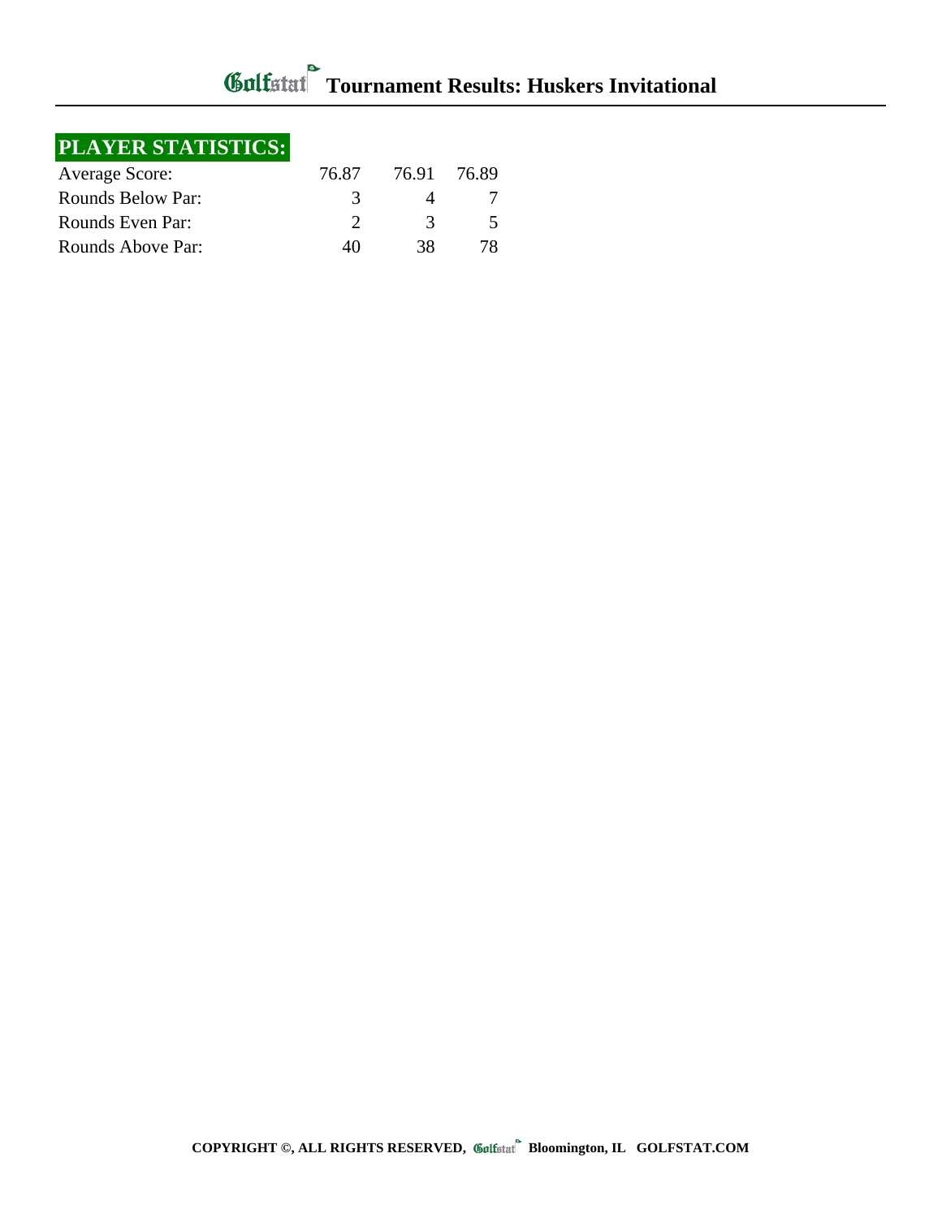# Tournament Results: Huskers Invitational

## PLAYER STATISTICS:

| | | | |
|---|---|---|---|
| Average Score: | 76.87 | 76.91 | 76.89 |
| Rounds Below Par: | 3 | 4 | 7 |
| Rounds Even Par: | 2 | 3 | 5 |
| Rounds Above Par: | 40 | 38 | 78 |